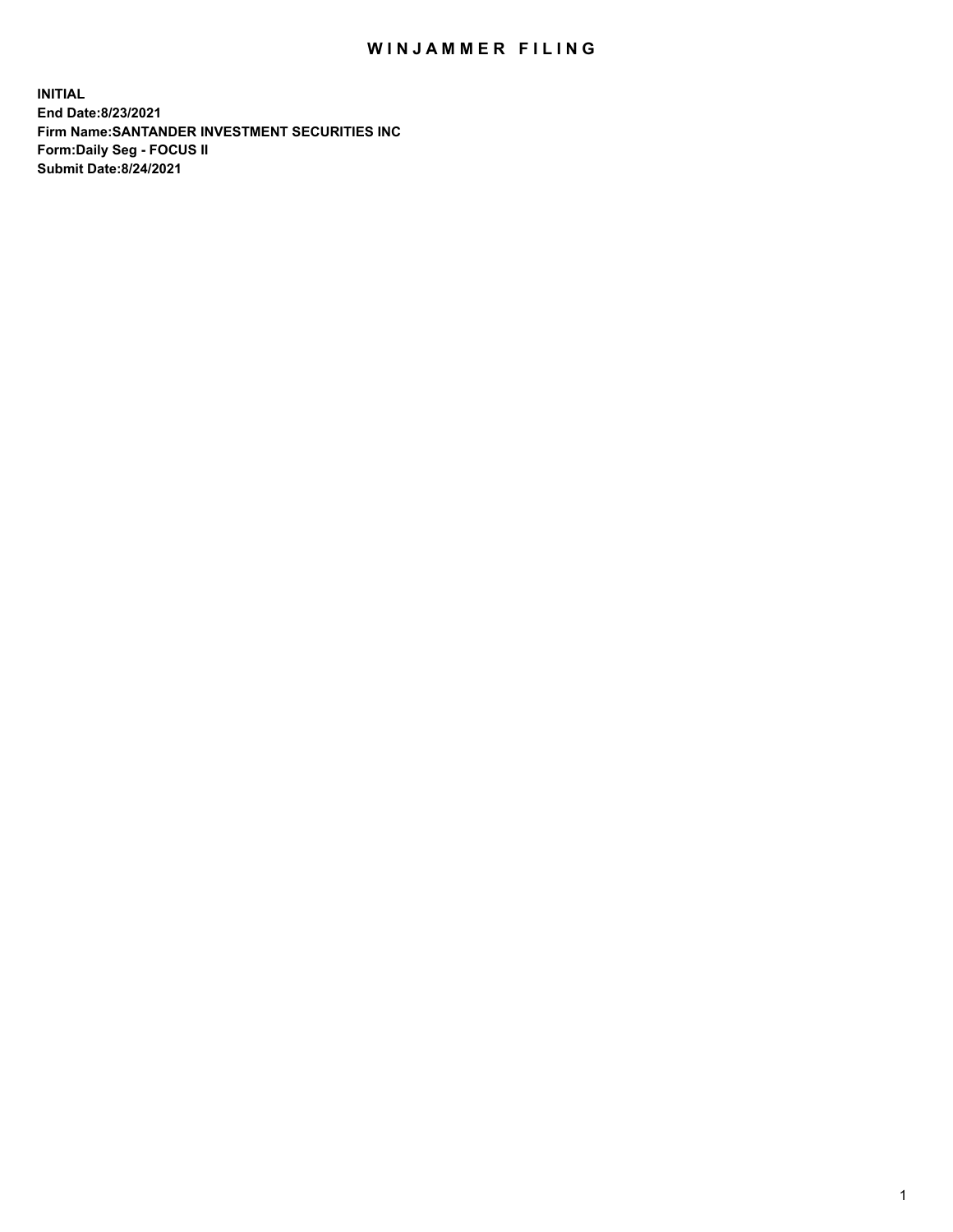# WINJAMMER FILING

**INITIAL**
**End Date:8/23/2021**
**Firm Name:SANTANDER INVESTMENT SECURITIES INC**
**Form:Daily Seg - FOCUS II**
**Submit Date:8/24/2021**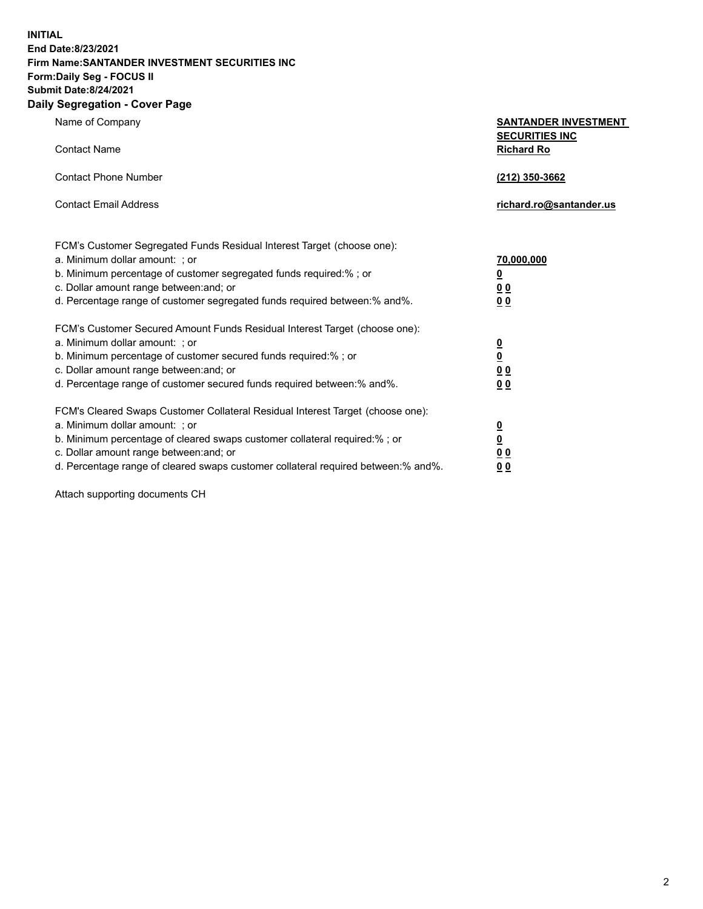**INITIAL**
**End Date:8/23/2021**
**Firm Name:SANTANDER INVESTMENT SECURITIES INC**
**Form:Daily Seg - FOCUS II**
**Submit Date:8/24/2021**

## Daily Segregation - Cover Page

| | |
|---|---|
| Name of Company | **SANTANDER INVESTMENT SECURITIES INC** |
| Contact Name | **Richard Ro** |
| Contact Phone Number | **(212) 350-3662** |
| Contact Email Address | **richard.ro@santander.us** |

| | |
|---|---|
| FCM's Customer Segregated Funds Residual Interest Target (choose one): | |
| a. Minimum dollar amount: ; or | **70,000,000** |
| b. Minimum percentage of customer segregated funds required:% ; or | **0** |
| c. Dollar amount range between:and; or | **0 0** |
| d. Percentage range of customer segregated funds required between:% and%. | **0 0** |
| FCM's Customer Secured Amount Funds Residual Interest Target (choose one): | |
| a. Minimum dollar amount: ; or | **0** |
| b. Minimum percentage of customer secured funds required:% ; or | **0** |
| c. Dollar amount range between:and; or | **0 0** |
| d. Percentage range of customer secured funds required between:% and%. | **0 0** |
| FCM's Cleared Swaps Customer Collateral Residual Interest Target (choose one): | |
| a. Minimum dollar amount: ; or | **0** |
| b. Minimum percentage of cleared swaps customer collateral required:% ; or | **0** |
| c. Dollar amount range between:and; or | **0 0** |
| d. Percentage range of cleared swaps customer collateral required between:% and%. | **0 0** |

Attach supporting documents CH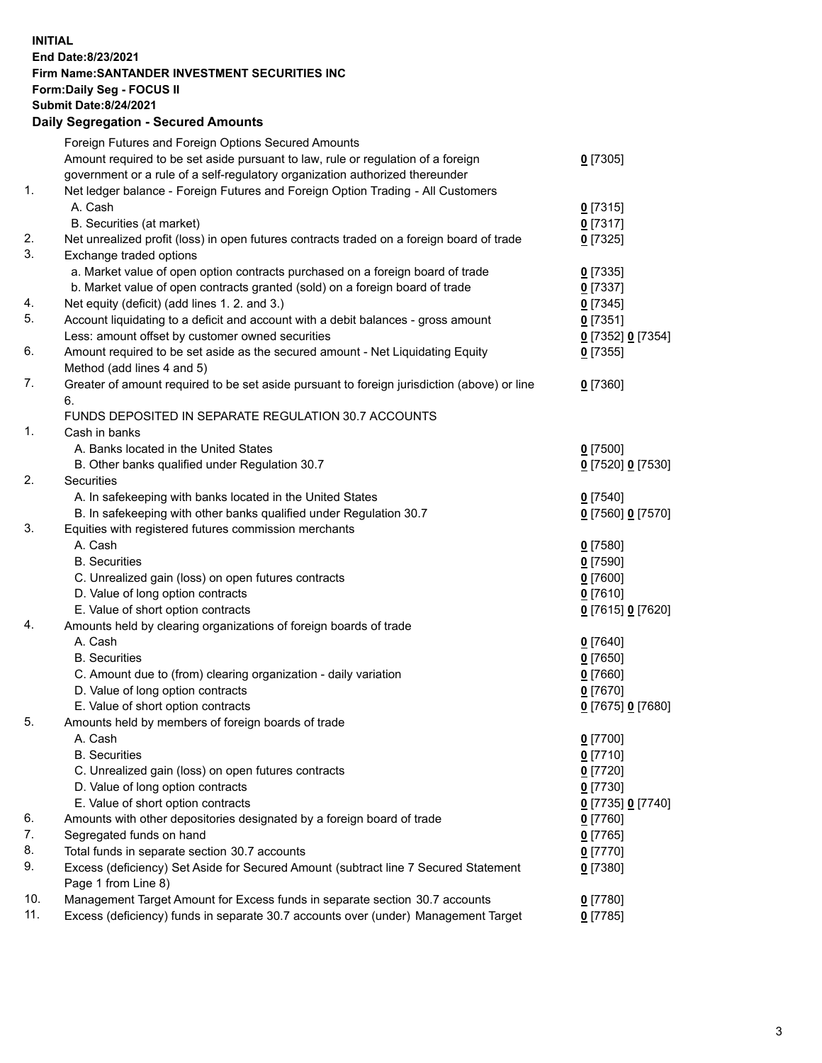**INITIAL**
**End Date:8/23/2021**
**Firm Name:SANTANDER INVESTMENT SECURITIES INC**
**Form:Daily Seg - FOCUS II**
**Submit Date:8/24/2021**

## Daily Segregation - Secured Amounts

| | | |
|---|---|---|
| | Foreign Futures and Foreign Options Secured Amounts | |
| | Amount required to be set aside pursuant to law, rule or regulation of a foreign government or a rule of a self-regulatory organization authorized thereunder | **0** [7305] |
| 1. | Net ledger balance - Foreign Futures and Foreign Option Trading - All Customers | |
| | A. Cash | **0** [7315] |
| | B. Securities (at market) | **0** [7317] |
| 2. | Net unrealized profit (loss) in open futures contracts traded on a foreign board of trade | **0** [7325] |
| 3. | Exchange traded options | |
| | a. Market value of open option contracts purchased on a foreign board of trade | **0** [7335] |
| | b. Market value of open contracts granted (sold) on a foreign board of trade | **0** [7337] |
| 4. | Net equity (deficit) (add lines 1. 2. and 3.) | **0** [7345] |
| 5. | Account liquidating to a deficit and account with a debit balances - gross amount | **0** [7351] |
| | Less: amount offset by customer owned securities | **0** [7352] **0** [7354] |
| 6. | Amount required to be set aside as the secured amount - Net Liquidating Equity Method (add lines 4 and 5) | **0** [7355] |
| 7. | Greater of amount required to be set aside pursuant to foreign jurisdiction (above) or line 6. | **0** [7360] |
| | FUNDS DEPOSITED IN SEPARATE REGULATION 30.7 ACCOUNTS | |
| 1. | Cash in banks | |
| | A. Banks located in the United States | **0** [7500] |
| | B. Other banks qualified under Regulation 30.7 | **0** [7520] **0** [7530] |
| 2. | Securities | |
| | A. In safekeeping with banks located in the United States | **0** [7540] |
| | B. In safekeeping with other banks qualified under Regulation 30.7 | **0** [7560] **0** [7570] |
| 3. | Equities with registered futures commission merchants | |
| | A. Cash | **0** [7580] |
| | B. Securities | **0** [7590] |
| | C. Unrealized gain (loss) on open futures contracts | **0** [7600] |
| | D. Value of long option contracts | **0** [7610] |
| | E. Value of short option contracts | **0** [7615] **0** [7620] |
| 4. | Amounts held by clearing organizations of foreign boards of trade | |
| | A. Cash | **0** [7640] |
| | B. Securities | **0** [7650] |
| | C. Amount due to (from) clearing organization - daily variation | **0** [7660] |
| | D. Value of long option contracts | **0** [7670] |
| | E. Value of short option contracts | **0** [7675] **0** [7680] |
| 5. | Amounts held by members of foreign boards of trade | |
| | A. Cash | **0** [7700] |
| | B. Securities | **0** [7710] |
| | C. Unrealized gain (loss) on open futures contracts | **0** [7720] |
| | D. Value of long option contracts | **0** [7730] |
| | E. Value of short option contracts | **0** [7735] **0** [7740] |
| 6. | Amounts with other depositories designated by a foreign board of trade | **0** [7760] |
| 7. | Segregated funds on hand | **0** [7765] |
| 8. | Total funds in separate section 30.7 accounts | **0** [7770] |
| 9. | Excess (deficiency) Set Aside for Secured Amount (subtract line 7 Secured Statement Page 1 from Line 8) | **0** [7380] |
| 10. | Management Target Amount for Excess funds in separate section 30.7 accounts | **0** [7780] |
| 11. | Excess (deficiency) funds in separate 30.7 accounts over (under) Management Target | **0** [7785] |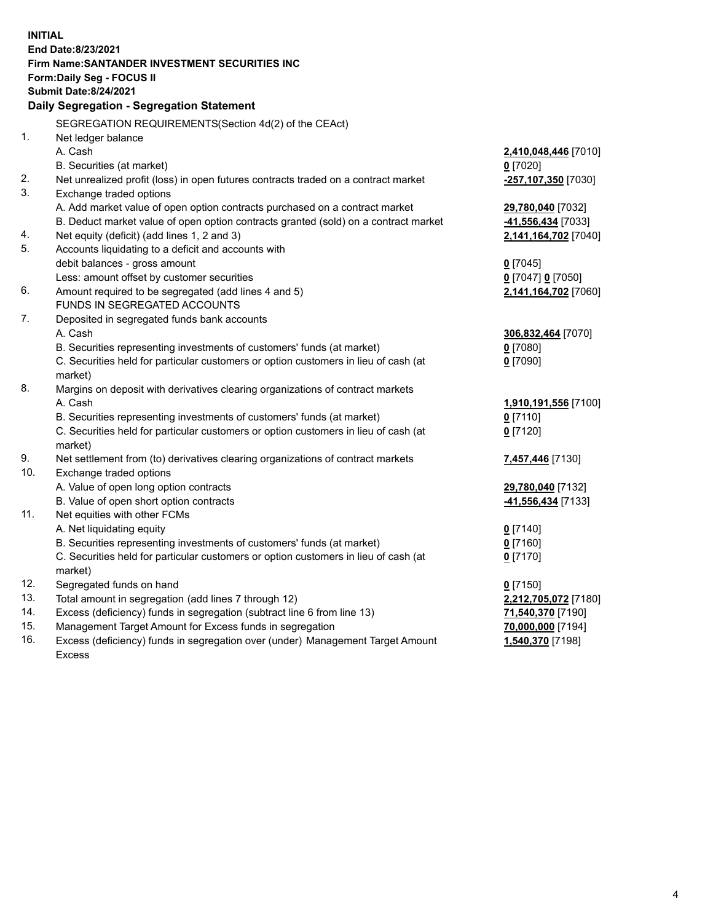**INITIAL**
**End Date:8/23/2021**
**Firm Name:SANTANDER INVESTMENT SECURITIES INC**
**Form:Daily Seg - FOCUS II**
**Submit Date:8/24/2021**

## Daily Segregation - Segregation Statement

SEGREGATION REQUIREMENTS(Section 4d(2) of the CEAct)

| | | |
|---|---|---|
| 1. | Net ledger balance | |
| | A. Cash | **2,410,048,446** [7010] |
| | B. Securities (at market) | **0** [7020] |
| 2. | Net unrealized profit (loss) in open futures contracts traded on a contract market | **-257,107,350** [7030] |
| 3. | Exchange traded options | |
| | A. Add market value of open option contracts purchased on a contract market | **29,780,040** [7032] |
| | B. Deduct market value of open option contracts granted (sold) on a contract market | **-41,556,434** [7033] |
| 4. | Net equity (deficit) (add lines 1, 2 and 3) | **2,141,164,702** [7040] |
| 5. | Accounts liquidating to a deficit and accounts with debit balances - gross amount | **0** [7045] |
| | Less: amount offset by customer securities | **0** [7047] **0** [7050] |
| 6. | Amount required to be segregated (add lines 4 and 5) | **2,141,164,702** [7060] |
| | FUNDS IN SEGREGATED ACCOUNTS | |
| 7. | Deposited in segregated funds bank accounts | |
| | A. Cash | **306,832,464** [7070] |
| | B. Securities representing investments of customers' funds (at market) | **0** [7080] |
| | C. Securities held for particular customers or option customers in lieu of cash (at market) | **0** [7090] |
| 8. | Margins on deposit with derivatives clearing organizations of contract markets | |
| | A. Cash | **1,910,191,556** [7100] |
| | B. Securities representing investments of customers' funds (at market) | **0** [7110] |
| | C. Securities held for particular customers or option customers in lieu of cash (at market) | **0** [7120] |
| 9. | Net settlement from (to) derivatives clearing organizations of contract markets | **7,457,446** [7130] |
| 10. | Exchange traded options | |
| | A. Value of open long option contracts | **29,780,040** [7132] |
| | B. Value of open short option contracts | **-41,556,434** [7133] |
| 11. | Net equities with other FCMs | |
| | A. Net liquidating equity | **0** [7140] |
| | B. Securities representing investments of customers' funds (at market) | **0** [7160] |
| | C. Securities held for particular customers or option customers in lieu of cash (at market) | **0** [7170] |
| 12. | Segregated funds on hand | **0** [7150] |
| 13. | Total amount in segregation (add lines 7 through 12) | **2,212,705,072** [7180] |
| 14. | Excess (deficiency) funds in segregation (subtract line 6 from line 13) | **71,540,370** [7190] |
| 15. | Management Target Amount for Excess funds in segregation | **70,000,000** [7194] |
| 16. | Excess (deficiency) funds in segregation over (under) Management Target Amount Excess | **1,540,370** [7198] |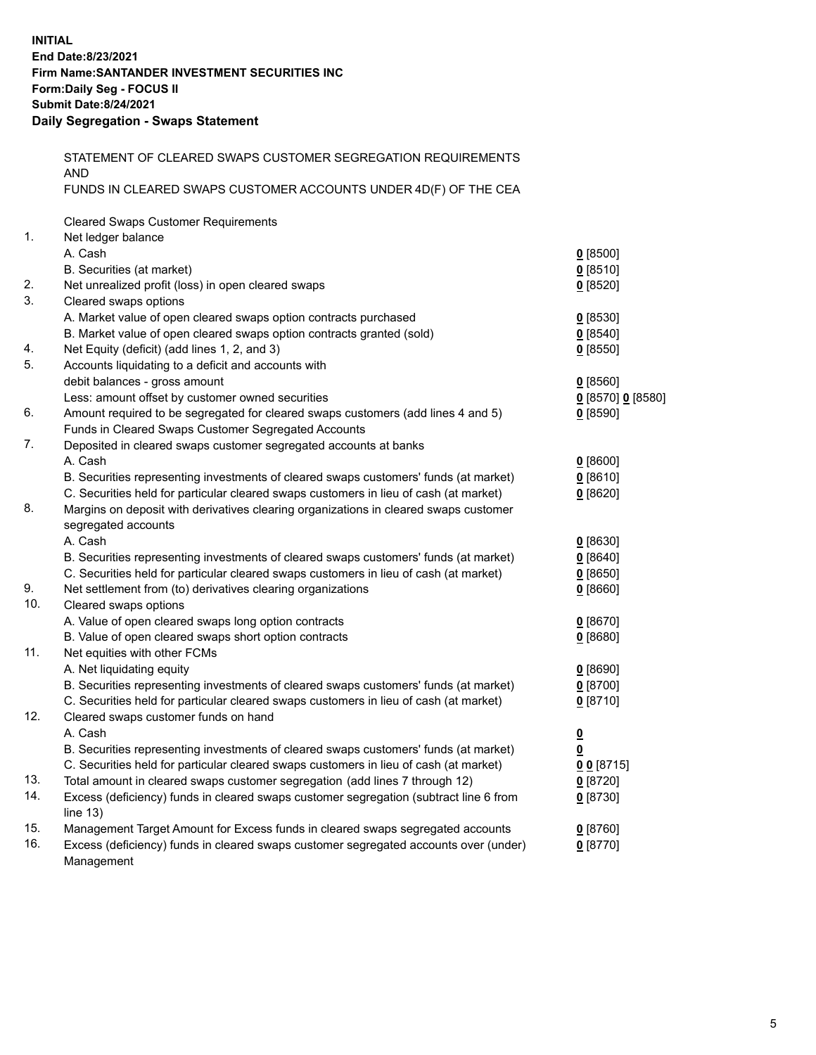**INITIAL**
**End Date:8/23/2021**
**Firm Name:SANTANDER INVESTMENT SECURITIES INC**
**Form:Daily Seg - FOCUS II**
**Submit Date:8/24/2021**
**Daily Segregation - Swaps Statement**

STATEMENT OF CLEARED SWAPS CUSTOMER SEGREGATION REQUIREMENTS AND
FUNDS IN CLEARED SWAPS CUSTOMER ACCOUNTS UNDER 4D(F) OF THE CEA

| | | |
|---|---|---|
| | Cleared Swaps Customer Requirements | |
| 1. | Net ledger balance | |
| | A. Cash | 0 [8500] |
| | B. Securities (at market) | 0 [8510] |
| 2. | Net unrealized profit (loss) in open cleared swaps | 0 [8520] |
| 3. | Cleared swaps options | |
| | A. Market value of open cleared swaps option contracts purchased | 0 [8530] |
| | B. Market value of open cleared swaps option contracts granted (sold) | 0 [8540] |
| 4. | Net Equity (deficit) (add lines 1, 2, and 3) | 0 [8550] |
| 5. | Accounts liquidating to a deficit and accounts with debit balances - gross amount | 0 [8560] |
| | Less: amount offset by customer owned securities | 0 [8570] 0 [8580] |
| 6. | Amount required to be segregated for cleared swaps customers (add lines 4 and 5) | 0 [8590] |
| | Funds in Cleared Swaps Customer Segregated Accounts | |
| 7. | Deposited in cleared swaps customer segregated accounts at banks | |
| | A. Cash | 0 [8600] |
| | B. Securities representing investments of cleared swaps customers' funds (at market) | 0 [8610] |
| | C. Securities held for particular cleared swaps customers in lieu of cash (at market) | 0 [8620] |
| 8. | Margins on deposit with derivatives clearing organizations in cleared swaps customer segregated accounts | |
| | A. Cash | 0 [8630] |
| | B. Securities representing investments of cleared swaps customers' funds (at market) | 0 [8640] |
| | C. Securities held for particular cleared swaps customers in lieu of cash (at market) | 0 [8650] |
| 9. | Net settlement from (to) derivatives clearing organizations | 0 [8660] |
| 10. | Cleared swaps options | |
| | A. Value of open cleared swaps long option contracts | 0 [8670] |
| | B. Value of open cleared swaps short option contracts | 0 [8680] |
| 11. | Net equities with other FCMs | |
| | A. Net liquidating equity | 0 [8690] |
| | B. Securities representing investments of cleared swaps customers' funds (at market) | 0 [8700] |
| | C. Securities held for particular cleared swaps customers in lieu of cash (at market) | 0 [8710] |
| 12. | Cleared swaps customer funds on hand | |
| | A. Cash | 0 |
| | B. Securities representing investments of cleared swaps customers' funds (at market) | 0 |
| | C. Securities held for particular cleared swaps customers in lieu of cash (at market) | 0 0 [8715] |
| 13. | Total amount in cleared swaps customer segregation (add lines 7 through 12) | 0 [8720] |
| 14. | Excess (deficiency) funds in cleared swaps customer segregation (subtract line 6 from line 13) | 0 [8730] |
| 15. | Management Target Amount for Excess funds in cleared swaps segregated accounts | 0 [8760] |
| 16. | Excess (deficiency) funds in cleared swaps customer segregated accounts over (under) Management | 0 [8770] |